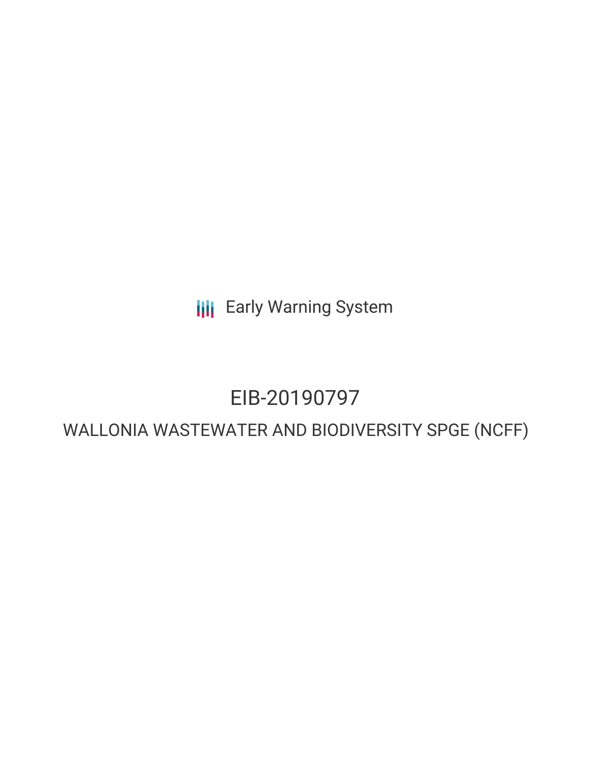Early Warning System

# EIB-20190797

## WALLONIA WASTEWATER AND BIODIVERSITY SPGE (NCFF)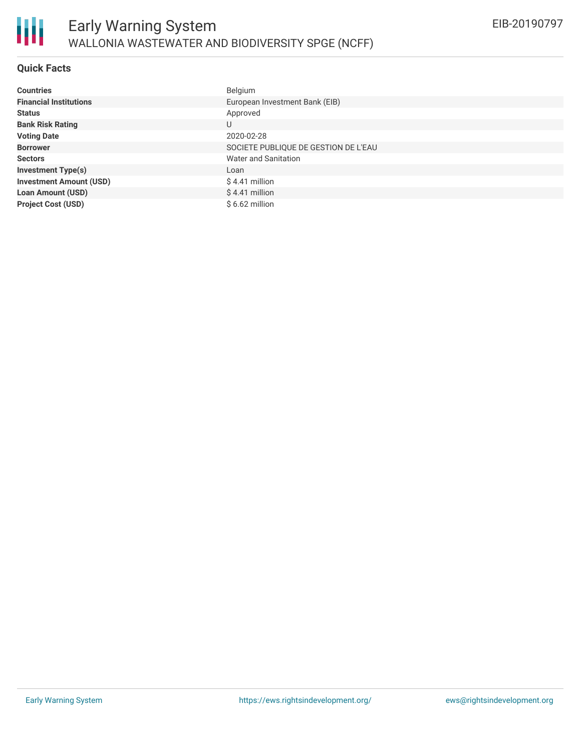# Early Warning System

## WALLONIA WASTEWATER AND BIODIVERSITY SPGE (NCFF)

EIB-20190797

### Quick Facts

| | |
|---|---|
| **Countries** | Belgium |
| **Financial Institutions** | European Investment Bank (EIB) |
| **Status** | Approved |
| **Bank Risk Rating** | U |
| **Voting Date** | 2020-02-28 |
| **Borrower** | SOCIETE PUBLIQUE DE GESTION DE L'EAU |
| **Sectors** | Water and Sanitation |
| **Investment Type(s)** | Loan |
| **Investment Amount (USD)** | $ 4.41 million |
| **Loan Amount (USD)** | $ 4.41 million |
| **Project Cost (USD)** | $ 6.62 million |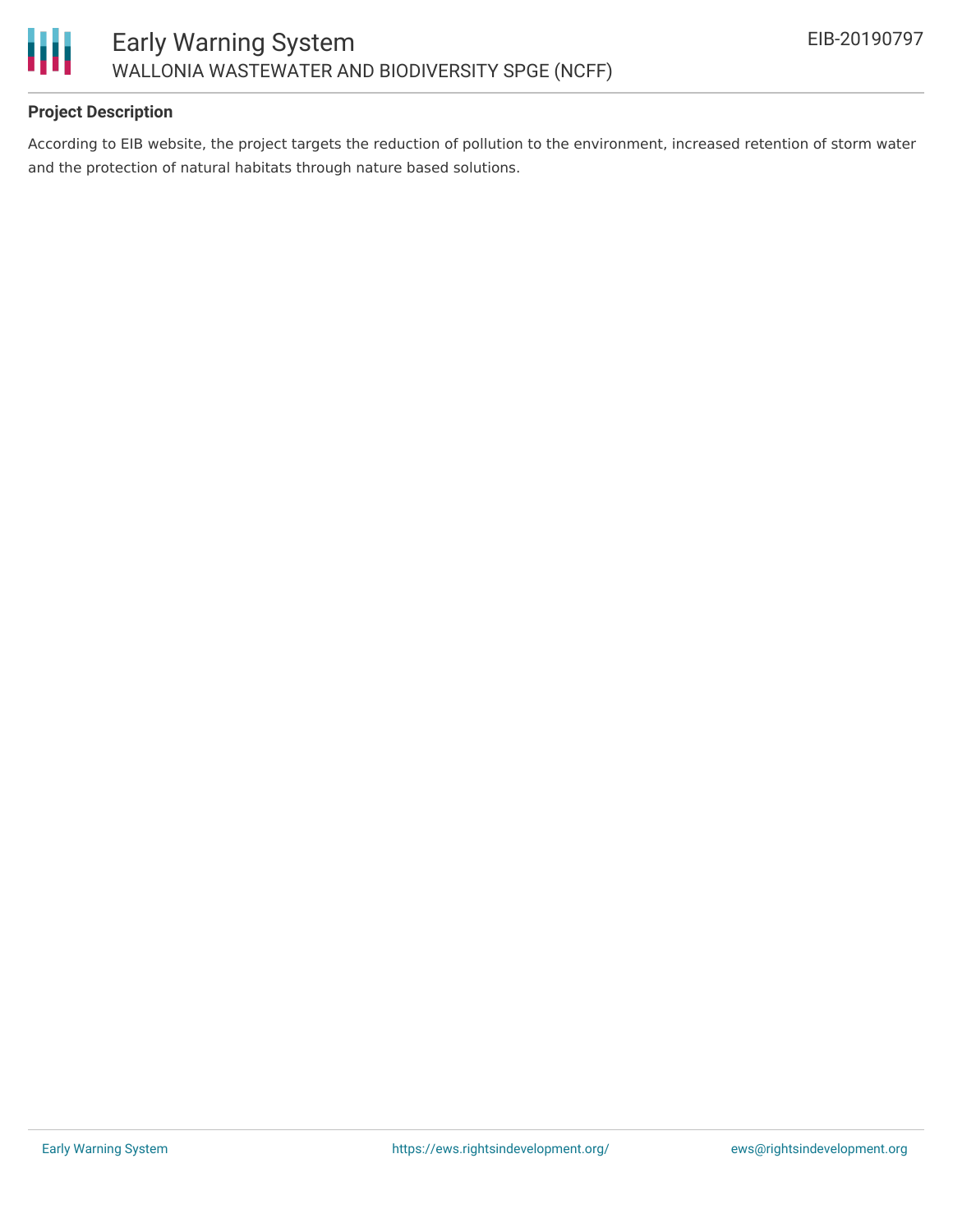## Project Description

According to EIB website, the project targets the reduction of pollution to the environment, increased retention of storm water and the protection of natural habitats through nature based solutions.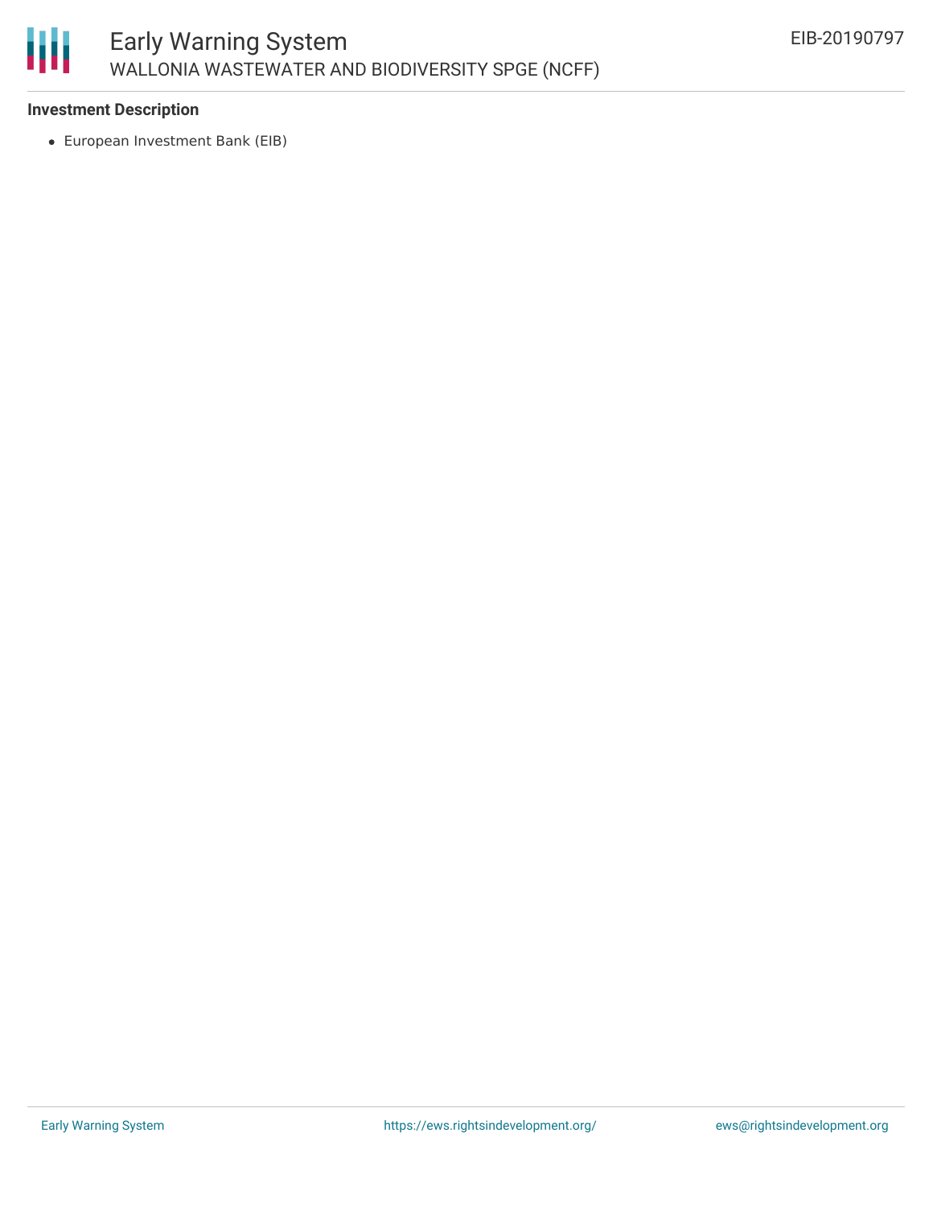**Investment Description**

- European Investment Bank (EIB)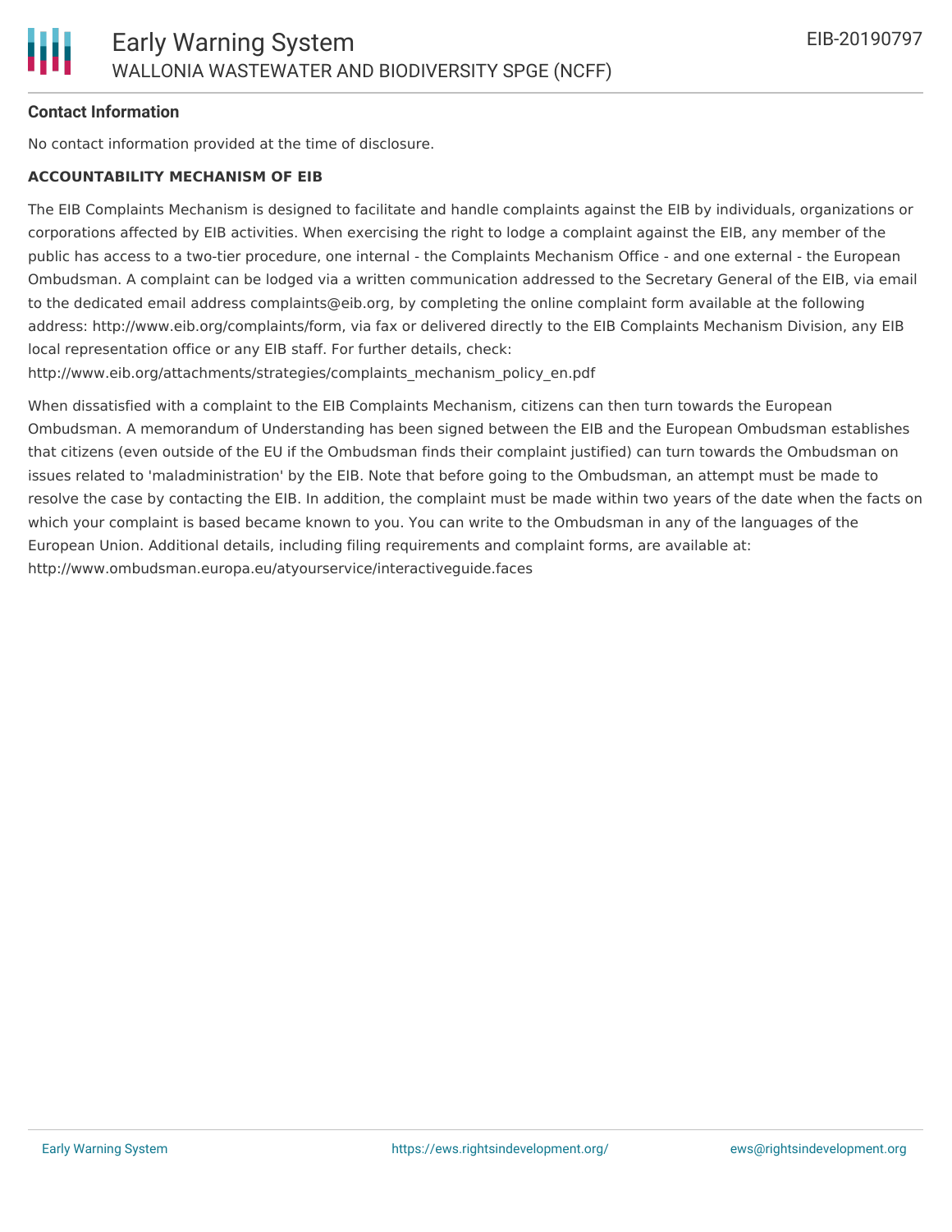**Contact Information**

No contact information provided at the time of disclosure.

**ACCOUNTABILITY MECHANISM OF EIB**

The EIB Complaints Mechanism is designed to facilitate and handle complaints against the EIB by individuals, organizations or corporations affected by EIB activities. When exercising the right to lodge a complaint against the EIB, any member of the public has access to a two-tier procedure, one internal - the Complaints Mechanism Office - and one external - the European Ombudsman. A complaint can be lodged via a written communication addressed to the Secretary General of the EIB, via email to the dedicated email address complaints@eib.org, by completing the online complaint form available at the following address: http://www.eib.org/complaints/form, via fax or delivered directly to the EIB Complaints Mechanism Division, any EIB local representation office or any EIB staff. For further details, check: http://www.eib.org/attachments/strategies/complaints_mechanism_policy_en.pdf

When dissatisfied with a complaint to the EIB Complaints Mechanism, citizens can then turn towards the European Ombudsman. A memorandum of Understanding has been signed between the EIB and the European Ombudsman establishes that citizens (even outside of the EU if the Ombudsman finds their complaint justified) can turn towards the Ombudsman on issues related to 'maladministration' by the EIB. Note that before going to the Ombudsman, an attempt must be made to resolve the case by contacting the EIB. In addition, the complaint must be made within two years of the date when the facts on which your complaint is based became known to you. You can write to the Ombudsman in any of the languages of the European Union. Additional details, including filing requirements and complaint forms, are available at: http://www.ombudsman.europa.eu/atyourservice/interactiveguide.faces